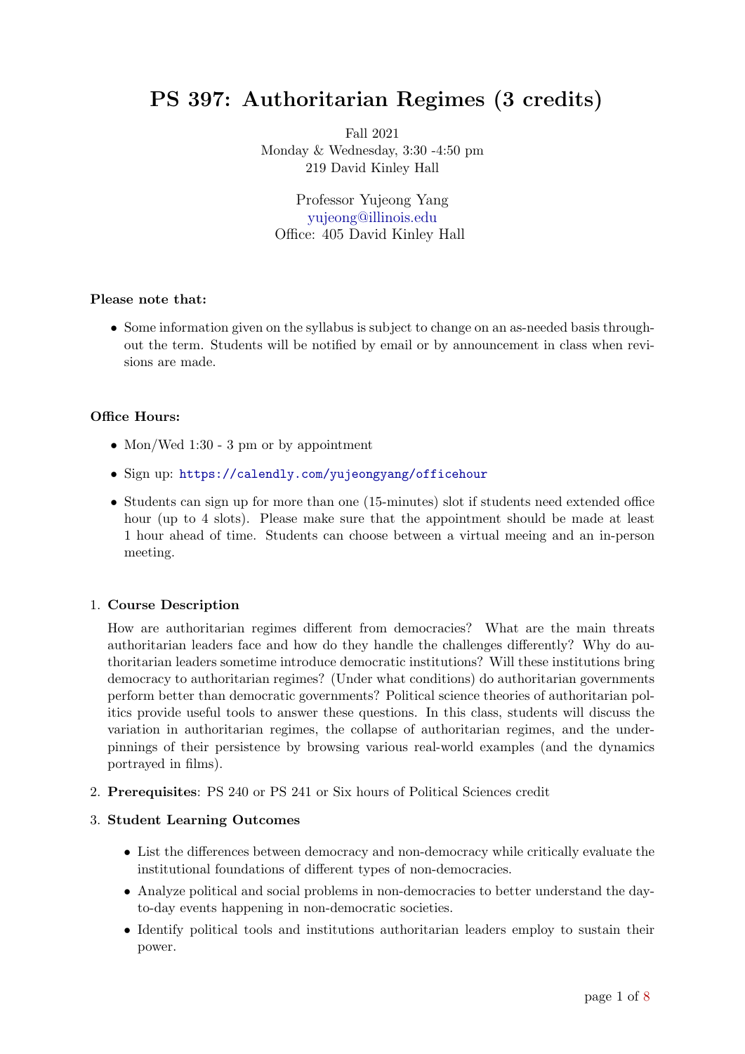# PS 397: Authoritarian Regimes (3 credits)

Fall 2021
Monday & Wednesday, 3:30 -4:50 pm
219 David Kinley Hall

Professor Yujeong Yang
yujeong@illinois.edu
Office: 405 David Kinley Hall

**Please note that:**

- Some information given on the syllabus is subject to change on an as-needed basis throughout the term. Students will be notified by email or by announcement in class when revisions are made.

**Office Hours:**

- Mon/Wed 1:30 - 3 pm or by appointment
- Sign up: https://calendly.com/yujeongyang/officehour
- Students can sign up for more than one (15-minutes) slot if students need extended office hour (up to 4 slots). Please make sure that the appointment should be made at least 1 hour ahead of time. Students can choose between a virtual meeing and an in-person meeting.

1. **Course Description**

   How are authoritarian regimes different from democracies? What are the main threats authoritarian leaders face and how do they handle the challenges differently? Why do authoritarian leaders sometime introduce democratic institutions? Will these institutions bring democracy to authoritarian regimes? (Under what conditions) do authoritarian governments perform better than democratic governments? Political science theories of authoritarian politics provide useful tools to answer these questions. In this class, students will discuss the variation in authoritarian regimes, the collapse of authoritarian regimes, and the underpinnings of their persistence by browsing various real-world examples (and the dynamics portrayed in films).

2. **Prerequisites**: PS 240 or PS 241 or Six hours of Political Sciences credit

3. **Student Learning Outcomes**

   - List the differences between democracy and non-democracy while critically evaluate the institutional foundations of different types of non-democracies.
   - Analyze political and social problems in non-democracies to better understand the day-to-day events happening in non-democratic societies.
   - Identify political tools and institutions authoritarian leaders employ to sustain their power.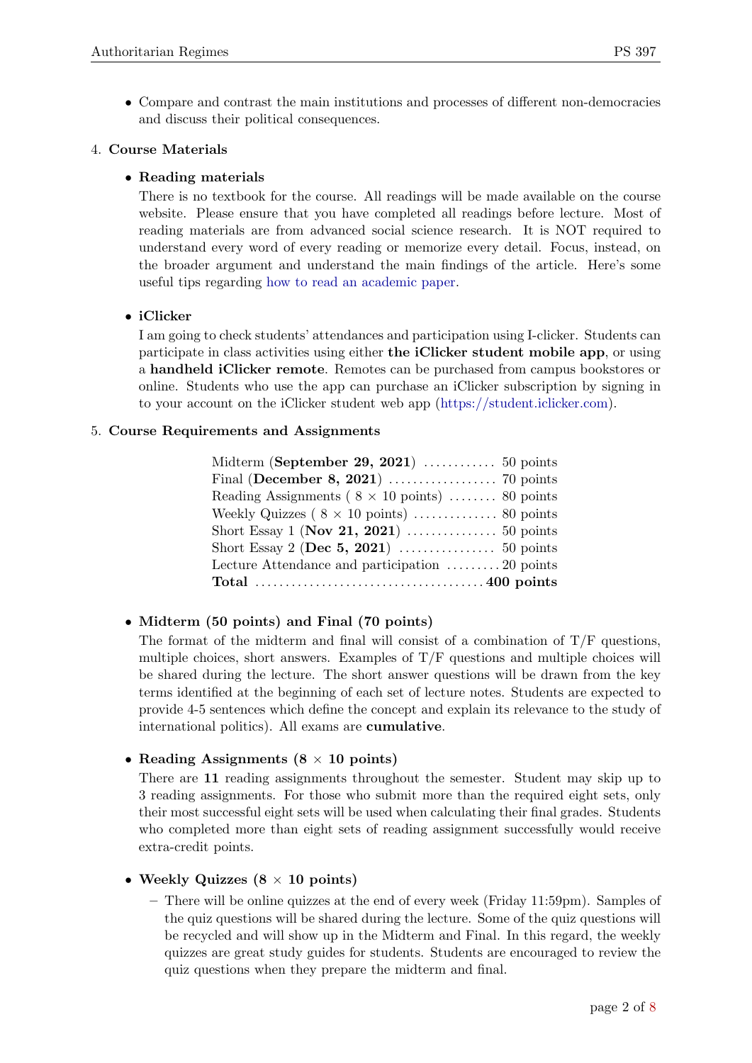- Compare and contrast the main institutions and processes of different non-democracies and discuss their political consequences.

4. **Course Materials**

- **Reading materials**

  There is no textbook for the course. All readings will be made available on the course website. Please ensure that you have completed all readings before lecture. Most of reading materials are from advanced social science research. It is NOT required to understand every word of every reading or memorize every detail. Focus, instead, on the broader argument and understand the main findings of the article. Here's some useful tips regarding how to read an academic paper.

- **iClicker**

  I am going to check students' attendances and participation using I-clicker. Students can participate in class activities using either **the iClicker student mobile app**, or using a **handheld iClicker remote**. Remotes can be purchased from campus bookstores or online. Students who use the app can purchase an iClicker subscription by signing in to your account on the iClicker student web app (https://student.iclicker.com).

5. **Course Requirements and Assignments**

| | |
|---|---|
| Midterm (**September 29, 2021**) | 50 points |
| Final (**December 8, 2021**) | 70 points |
| Reading Assignments ( 8 × 10 points) | 80 points |
| Weekly Quizzes ( 8 × 10 points) | 80 points |
| Short Essay 1 (**Nov 21, 2021**) | 50 points |
| Short Essay 2 (**Dec 5, 2021**) | 50 points |
| Lecture Attendance and participation | 20 points |
| **Total** | **400 points** |

- **Midterm (50 points) and Final (70 points)**

  The format of the midterm and final will consist of a combination of T/F questions, multiple choices, short answers. Examples of T/F questions and multiple choices will be shared during the lecture. The short answer questions will be drawn from the key terms identified at the beginning of each set of lecture notes. Students are expected to provide 4-5 sentences which define the concept and explain its relevance to the study of international politics). All exams are **cumulative**.

- **Reading Assignments (8 × 10 points)**

  There are **11** reading assignments throughout the semester. Student may skip up to 3 reading assignments. For those who submit more than the required eight sets, only their most successful eight sets will be used when calculating their final grades. Students who completed more than eight sets of reading assignment successfully would receive extra-credit points.

- **Weekly Quizzes (8 × 10 points)**

  - There will be online quizzes at the end of every week (Friday 11:59pm). Samples of the quiz questions will be shared during the lecture. Some of the quiz questions will be recycled and will show up in the Midterm and Final. In this regard, the weekly quizzes are great study guides for students. Students are encouraged to review the quiz questions when they prepare the midterm and final.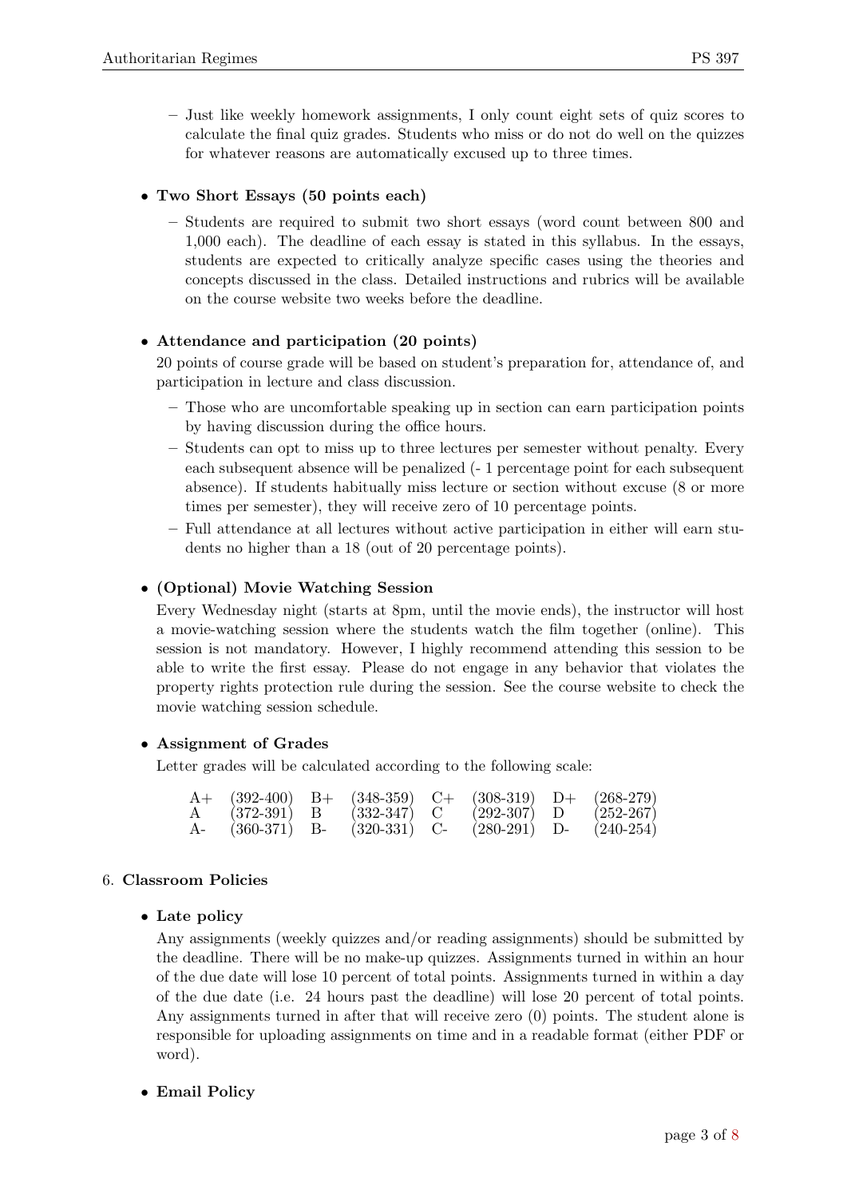- Just like weekly homework assignments, I only count eight sets of quiz scores to calculate the final quiz grades. Students who miss or do not do well on the quizzes for whatever reasons are automatically excused up to three times.

- **Two Short Essays (50 points each)**
  - Students are required to submit two short essays (word count between 800 and 1,000 each). The deadline of each essay is stated in this syllabus. In the essays, students are expected to critically analyze specific cases using the theories and concepts discussed in the class. Detailed instructions and rubrics will be available on the course website two weeks before the deadline.

- **Attendance and participation (20 points)**

  20 points of course grade will be based on student's preparation for, attendance of, and participation in lecture and class discussion.
  - Those who are uncomfortable speaking up in section can earn participation points by having discussion during the office hours.
  - Students can opt to miss up to three lectures per semester without penalty. Every each subsequent absence will be penalized (- 1 percentage point for each subsequent absence). If students habitually miss lecture or section without excuse (8 or more times per semester), they will receive zero of 10 percentage points.
  - Full attendance at all lectures without active participation in either will earn students no higher than a 18 (out of 20 percentage points).

- **(Optional) Movie Watching Session**

  Every Wednesday night (starts at 8pm, until the movie ends), the instructor will host a movie-watching session where the students watch the film together (online). This session is not mandatory. However, I highly recommend attending this session to be able to write the first essay. Please do not engage in any behavior that violates the property rights protection rule during the session. See the course website to check the movie watching session schedule.

- **Assignment of Grades**

  Letter grades will be calculated according to the following scale:

| | | | | | | | |
|---|---|---|---|---|---|---|---|
| A+ | (392-400) | B+ | (348-359) | C+ | (308-319) | D+ | (268-279) |
| A | (372-391) | B | (332-347) | C | (292-307) | D | (252-267) |
| A- | (360-371) | B- | (320-331) | C- | (280-291) | D- | (240-254) |

6. **Classroom Policies**

- **Late policy**

  Any assignments (weekly quizzes and/or reading assignments) should be submitted by the deadline. There will be no make-up quizzes. Assignments turned in within an hour of the due date will lose 10 percent of total points. Assignments turned in within a day of the due date (i.e. 24 hours past the deadline) will lose 20 percent of total points. Any assignments turned in after that will receive zero (0) points. The student alone is responsible for uploading assignments on time and in a readable format (either PDF or word).

- **Email Policy**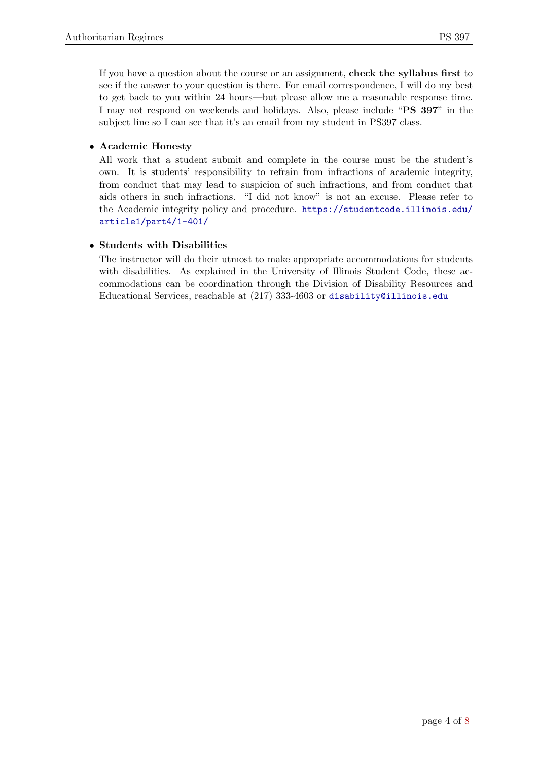If you have a question about the course or an assignment, **check the syllabus first** to see if the answer to your question is there. For email correspondence, I will do my best to get back to you within 24 hours—but please allow me a reasonable response time. I may not respond on weekends and holidays. Also, please include "**PS 397**" in the subject line so I can see that it's an email from my student in PS397 class.

- **Academic Honesty**
  All work that a student submit and complete in the course must be the student's own. It is students' responsibility to refrain from infractions of academic integrity, from conduct that may lead to suspicion of such infractions, and from conduct that aids others in such infractions. "I did not know" is not an excuse. Please refer to the Academic integrity policy and procedure. https://studentcode.illinois.edu/article1/part4/1-401/

- **Students with Disabilities**
  The instructor will do their utmost to make appropriate accommodations for students with disabilities. As explained in the University of Illinois Student Code, these accommodations can be coordination through the Division of Disability Resources and Educational Services, reachable at (217) 333-4603 or disability@illinois.edu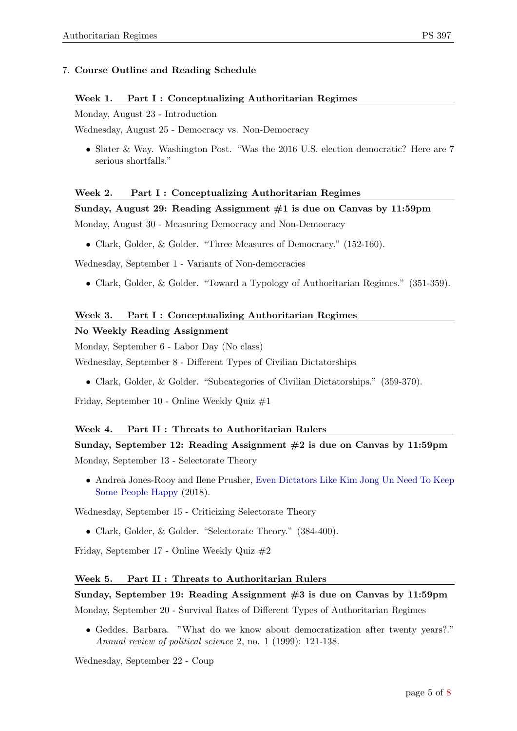7. **Course Outline and Reading Schedule**

### Week 1. Part I : Conceptualizing Authoritarian Regimes

Monday, August 23 - Introduction

Wednesday, August 25 - Democracy vs. Non-Democracy

- Slater & Way. Washington Post. "Was the 2016 U.S. election democratic? Here are 7 serious shortfalls."

### Week 2. Part I : Conceptualizing Authoritarian Regimes

**Sunday, August 29: Reading Assignment #1 is due on Canvas by 11:59pm**

Monday, August 30 - Measuring Democracy and Non-Democracy

- Clark, Golder, & Golder. "Three Measures of Democracy." (152-160).

Wednesday, September 1 - Variants of Non-democracies

- Clark, Golder, & Golder. "Toward a Typology of Authoritarian Regimes." (351-359).

### Week 3. Part I : Conceptualizing Authoritarian Regimes

**No Weekly Reading Assignment**

Monday, September 6 - Labor Day (No class)

Wednesday, September 8 - Different Types of Civilian Dictatorships

- Clark, Golder, & Golder. "Subcategories of Civilian Dictatorships." (359-370).

Friday, September 10 - Online Weekly Quiz #1

### Week 4. Part II : Threats to Authoritarian Rulers

**Sunday, September 12: Reading Assignment #2 is due on Canvas by 11:59pm**

Monday, September 13 - Selectorate Theory

- Andrea Jones-Rooy and Ilene Prusher, Even Dictators Like Kim Jong Un Need To Keep Some People Happy (2018).

Wednesday, September 15 - Criticizing Selectorate Theory

- Clark, Golder, & Golder. "Selectorate Theory." (384-400).

Friday, September 17 - Online Weekly Quiz #2

### Week 5. Part II : Threats to Authoritarian Rulers

**Sunday, September 19: Reading Assignment #3 is due on Canvas by 11:59pm**

Monday, September 20 - Survival Rates of Different Types of Authoritarian Regimes

- Geddes, Barbara. "What do we know about democratization after twenty years?." *Annual review of political science* 2, no. 1 (1999): 121-138.

Wednesday, September 22 - Coup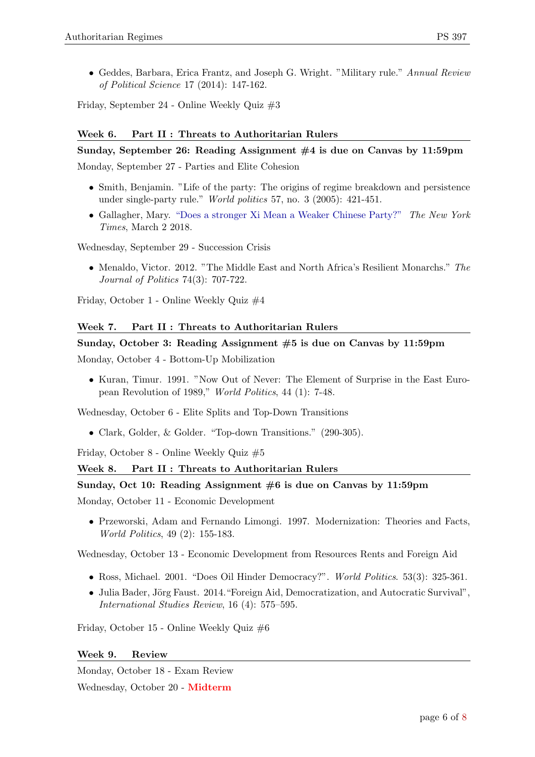- Geddes, Barbara, Erica Frantz, and Joseph G. Wright. "Military rule." *Annual Review of Political Science* 17 (2014): 147-162.

Friday, September 24 - Online Weekly Quiz #3

### Week 6. Part II : Threats to Authoritarian Rulers

**Sunday, September 26: Reading Assignment #4 is due on Canvas by 11:59pm**

Monday, September 27 - Parties and Elite Cohesion

- Smith, Benjamin. "Life of the party: The origins of regime breakdown and persistence under single-party rule." *World politics* 57, no. 3 (2005): 421-451.
- Gallagher, Mary. "Does a stronger Xi Mean a Weaker Chinese Party?" *The New York Times*, March 2 2018.

Wednesday, September 29 - Succession Crisis

- Menaldo, Victor. 2012. "The Middle East and North Africa's Resilient Monarchs." *The Journal of Politics* 74(3): 707-722.

Friday, October 1 - Online Weekly Quiz #4

### Week 7. Part II : Threats to Authoritarian Rulers

**Sunday, October 3: Reading Assignment #5 is due on Canvas by 11:59pm**

Monday, October 4 - Bottom-Up Mobilization

- Kuran, Timur. 1991. "Now Out of Never: The Element of Surprise in the East European Revolution of 1989," *World Politics*, 44 (1): 7-48.

Wednesday, October 6 - Elite Splits and Top-Down Transitions

- Clark, Golder, & Golder. "Top-down Transitions." (290-305).

Friday, October 8 - Online Weekly Quiz #5

### Week 8. Part II : Threats to Authoritarian Rulers

**Sunday, Oct 10: Reading Assignment #6 is due on Canvas by 11:59pm**

Monday, October 11 - Economic Development

- Przeworski, Adam and Fernando Limongi. 1997. Modernization: Theories and Facts, *World Politics*, 49 (2): 155-183.

Wednesday, October 13 - Economic Development from Resources Rents and Foreign Aid

- Ross, Michael. 2001. "Does Oil Hinder Democracy?". *World Politics*. 53(3): 325-361.
- Julia Bader, Jörg Faust. 2014."Foreign Aid, Democratization, and Autocratic Survival", *International Studies Review*, 16 (4): 575–595.

Friday, October 15 - Online Weekly Quiz #6

### Week 9. Review

Monday, October 18 - Exam Review

Wednesday, October 20 - **Midterm**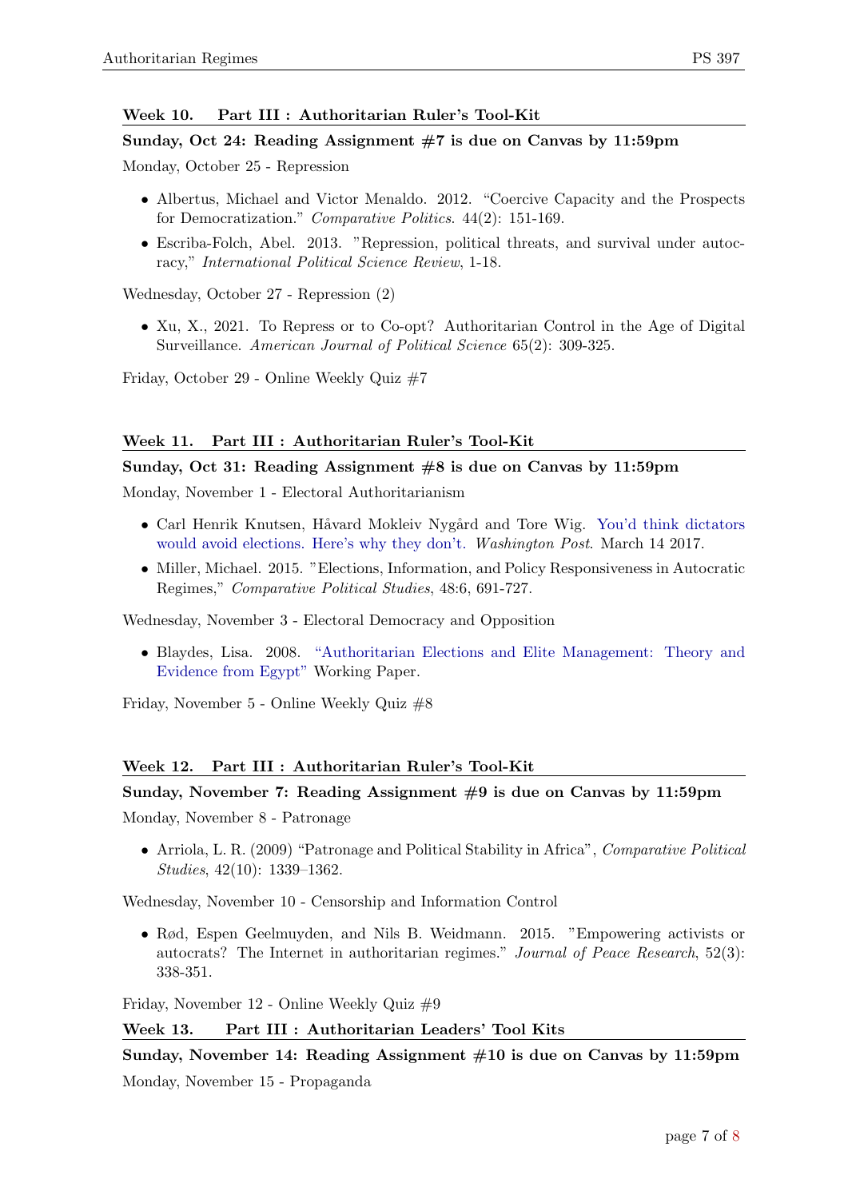### Week 10. Part III : Authoritarian Ruler's Tool-Kit

**Sunday, Oct 24: Reading Assignment #7 is due on Canvas by 11:59pm**

Monday, October 25 - Repression

- Albertus, Michael and Victor Menaldo. 2012. "Coercive Capacity and the Prospects for Democratization." *Comparative Politics*. 44(2): 151-169.
- Escriba-Folch, Abel. 2013. "Repression, political threats, and survival under autocracy," *International Political Science Review*, 1-18.

Wednesday, October 27 - Repression (2)

- Xu, X., 2021. To Repress or to Co-opt? Authoritarian Control in the Age of Digital Surveillance. *American Journal of Political Science* 65(2): 309-325.

Friday, October 29 - Online Weekly Quiz #7

### Week 11. Part III : Authoritarian Ruler's Tool-Kit

**Sunday, Oct 31: Reading Assignment #8 is due on Canvas by 11:59pm**

Monday, November 1 - Electoral Authoritarianism

- Carl Henrik Knutsen, Håvard Mokleiv Nygård and Tore Wig. You'd think dictators would avoid elections. Here's why they don't. *Washington Post*. March 14 2017.
- Miller, Michael. 2015. "Elections, Information, and Policy Responsiveness in Autocratic Regimes," *Comparative Political Studies*, 48:6, 691-727.

Wednesday, November 3 - Electoral Democracy and Opposition

- Blaydes, Lisa. 2008. "Authoritarian Elections and Elite Management: Theory and Evidence from Egypt" Working Paper.

Friday, November 5 - Online Weekly Quiz #8

### Week 12. Part III : Authoritarian Ruler's Tool-Kit

**Sunday, November 7: Reading Assignment #9 is due on Canvas by 11:59pm**

Monday, November 8 - Patronage

- Arriola, L. R. (2009) "Patronage and Political Stability in Africa", *Comparative Political Studies*, 42(10): 1339–1362.

Wednesday, November 10 - Censorship and Information Control

- Rød, Espen Geelmuyden, and Nils B. Weidmann. 2015. "Empowering activists or autocrats? The Internet in authoritarian regimes." *Journal of Peace Research*, 52(3): 338-351.

Friday, November 12 - Online Weekly Quiz #9

### Week 13. Part III : Authoritarian Leaders' Tool Kits

**Sunday, November 14: Reading Assignment #10 is due on Canvas by 11:59pm**

Monday, November 15 - Propaganda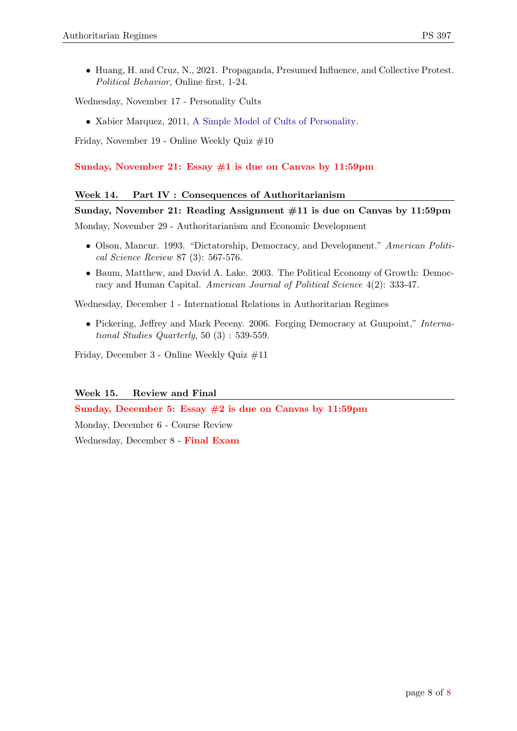- Huang, H. and Cruz, N., 2021. Propaganda, Presumed Influence, and Collective Protest. *Political Behavior*, Online first, 1-24.

Wednesday, November 17 - Personality Cults

- Xabier Marquez, 2011, A Simple Model of Cults of Personality.

Friday, November 19 - Online Weekly Quiz #10

**Sunday, November 21: Essay #1 is due on Canvas by 11:59pm**

### Week 14. Part IV : Consequences of Authoritarianism

**Sunday, November 21: Reading Assignment #11 is due on Canvas by 11:59pm**

Monday, November 29 - Authoritarianism and Economic Development

- Olson, Mancur. 1993. "Dictatorship, Democracy, and Development." *American Political Science Review* 87 (3): 567-576.
- Baum, Matthew, and David A. Lake. 2003. The Political Economy of Growth: Democracy and Human Capital. *American Journal of Political Science* 4(2): 333-47.

Wednesday, December 1 - International Relations in Authoritarian Regimes

- Pickering, Jeffrey and Mark Peceny. 2006. Forging Democracy at Gunpoint," *International Studies Quarterly*, 50 (3) : 539-559.

Friday, December 3 - Online Weekly Quiz #11

### Week 15. Review and Final

**Sunday, December 5: Essay #2 is due on Canvas by 11:59pm**

Monday, December 6 - Course Review

Wednesday, December 8 - **Final Exam**